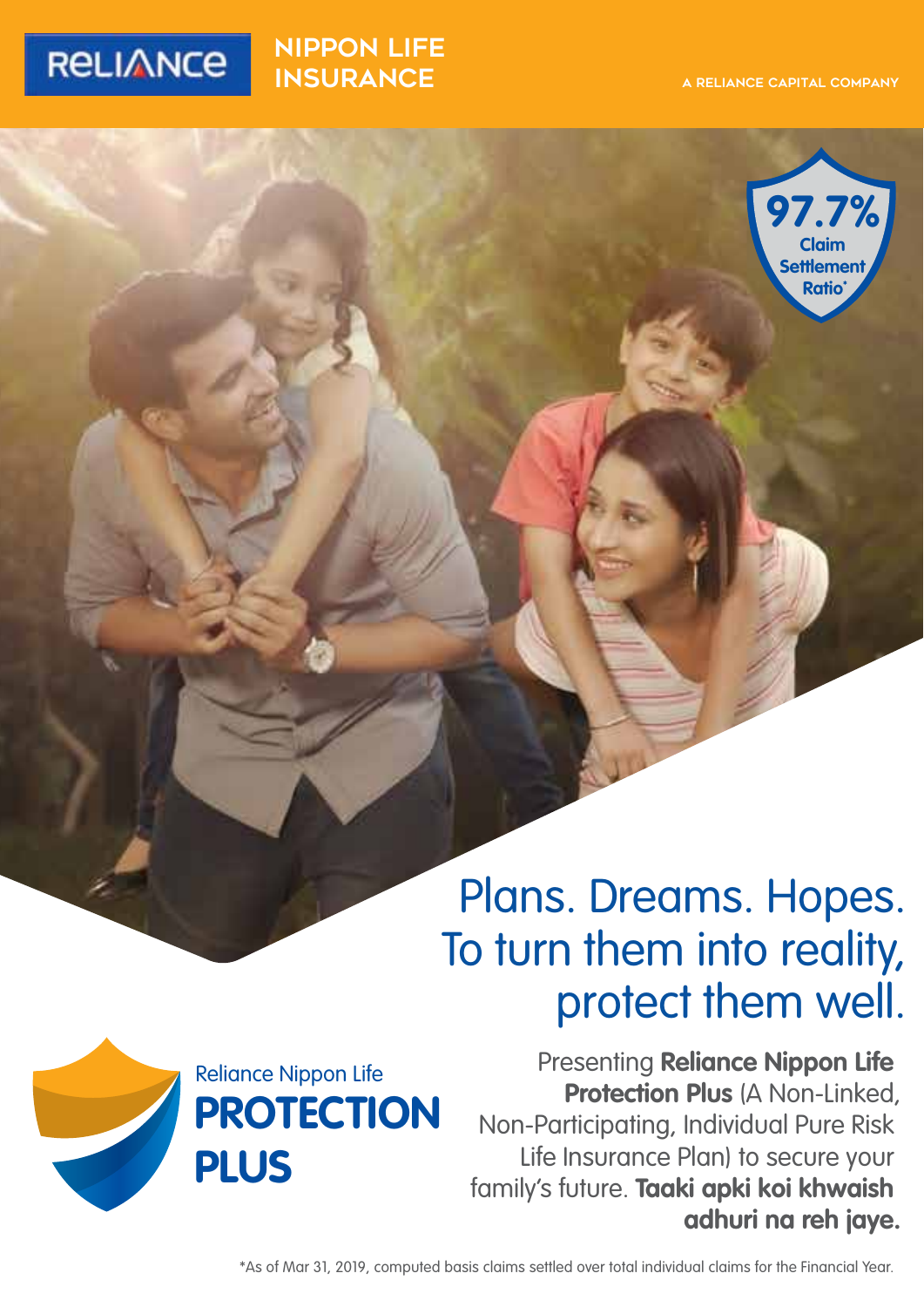RELIANCE NIPPON LIFE INSURANCE

A RELIANCE CAPITAL COMPANY

**97.7%** Claim Settlement Ratio*

# Plans. Dreams. Hopes. To turn them into reality, protect them well.

Reliance Nippon Life
## PROTECTION PLUS

Presenting **Reliance Nippon Life Protection Plus** (A Non-Linked, Non-Participating, Individual Pure Risk Life Insurance Plan) to secure your family's future. **Taaki apki koi khwaish adhuri na reh jaye.**

*As of Mar 31, 2019, computed basis claims settled over total individual claims for the Financial Year.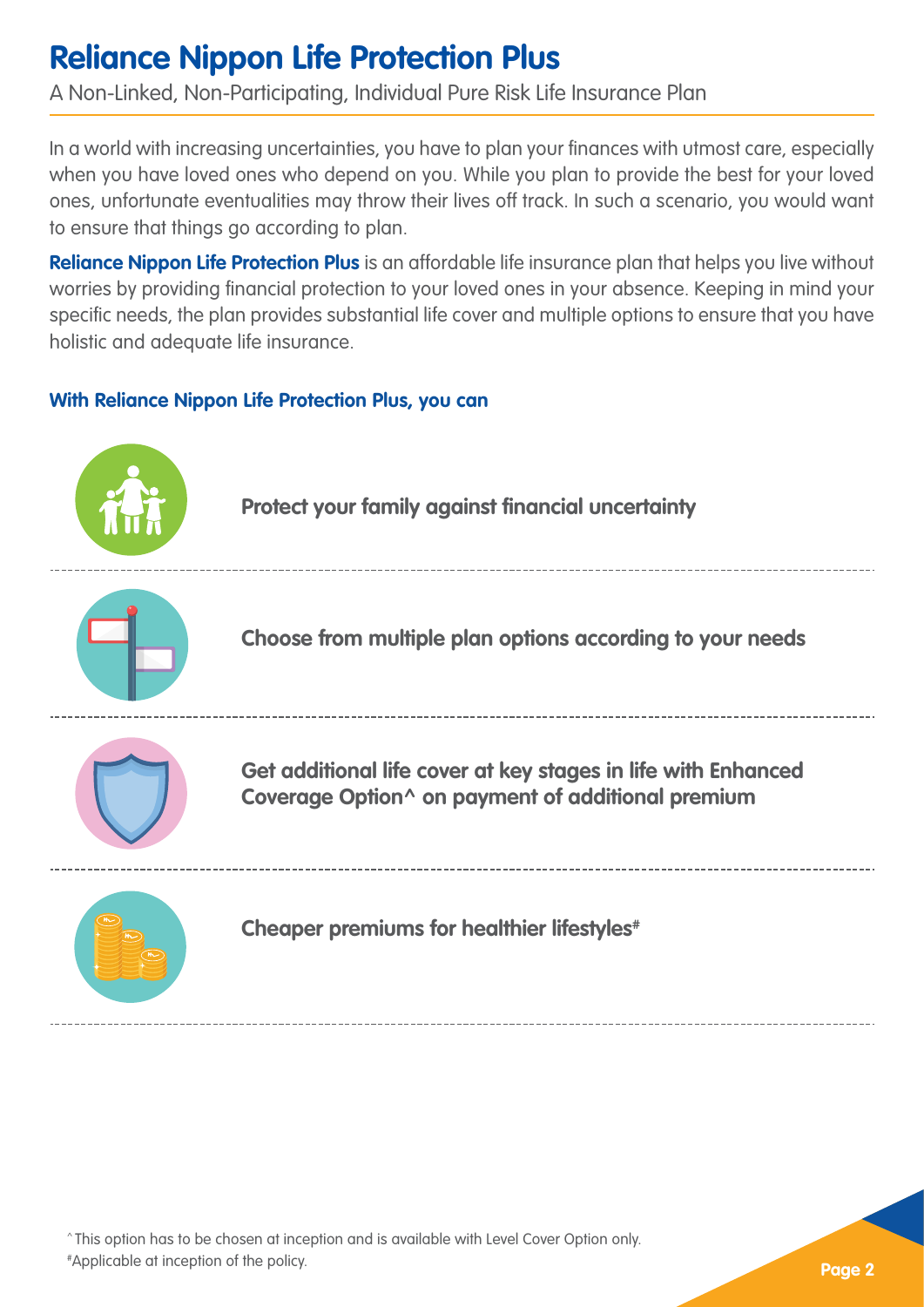# Reliance Nippon Life Protection Plus

A Non-Linked, Non-Participating, Individual Pure Risk Life Insurance Plan

In a world with increasing uncertainties, you have to plan your finances with utmost care, especially when you have loved ones who depend on you. While you plan to provide the best for your loved ones, unfortunate eventualities may throw their lives off track. In such a scenario, you would want to ensure that things go according to plan.

**Reliance Nippon Life Protection Plus** is an affordable life insurance plan that helps you live without worries by providing financial protection to your loved ones in your absence. Keeping in mind your specific needs, the plan provides substantial life cover and multiple options to ensure that you have holistic and adequate life insurance.

**With Reliance Nippon Life Protection Plus, you can**

- **Protect your family against financial uncertainty**
- **Choose from multiple plan options according to your needs**
- **Get additional life cover at key stages in life with Enhanced Coverage Option^ on payment of additional premium**
- **Cheaper premiums for healthier lifestyles#**

^ This option has to be chosen at inception and is available with Level Cover Option only.
#Applicable at inception of the policy.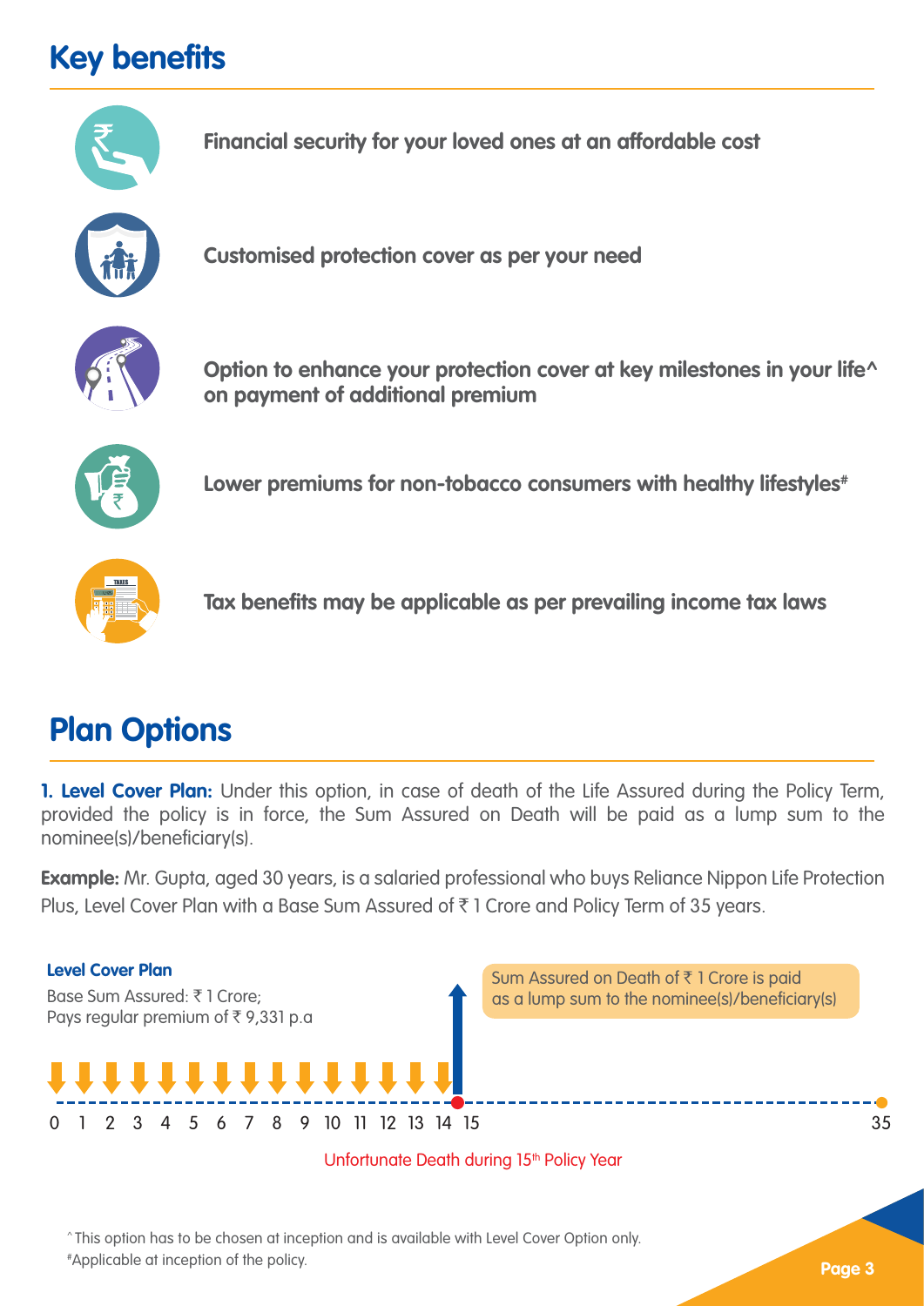## Key benefits

**Financial security for your loved ones at an affordable cost**

**Customised protection cover as per your need**

**Option to enhance your protection cover at key milestones in your life^ on payment of additional premium**

**Lower premiums for non-tobacco consumers with healthy lifestyles#**

**Tax benefits may be applicable as per prevailing income tax laws**

## Plan Options

**1. Level Cover Plan:** Under this option, in case of death of the Life Assured during the Policy Term, provided the policy is in force, the Sum Assured on Death will be paid as a lump sum to the nominee(s)/beneficiary(s).

**Example:** Mr. Gupta, aged 30 years, is a salaried professional who buys Reliance Nippon Life Protection Plus, Level Cover Plan with a Base Sum Assured of ₹ 1 Crore and Policy Term of 35 years.

**Level Cover Plan**

Base Sum Assured: ₹ 1 Crore;
Pays regular premium of ₹ 9,331 p.a

Sum Assured on Death of ₹ 1 Crore is paid as a lump sum to the nominee(s)/beneficiary(s)

0 1 2 3 4 5 6 7 8 9 10 11 12 13 14 15 35

Unfortunate Death during 15th Policy Year

^ This option has to be chosen at inception and is available with Level Cover Option only.

#Applicable at inception of the policy.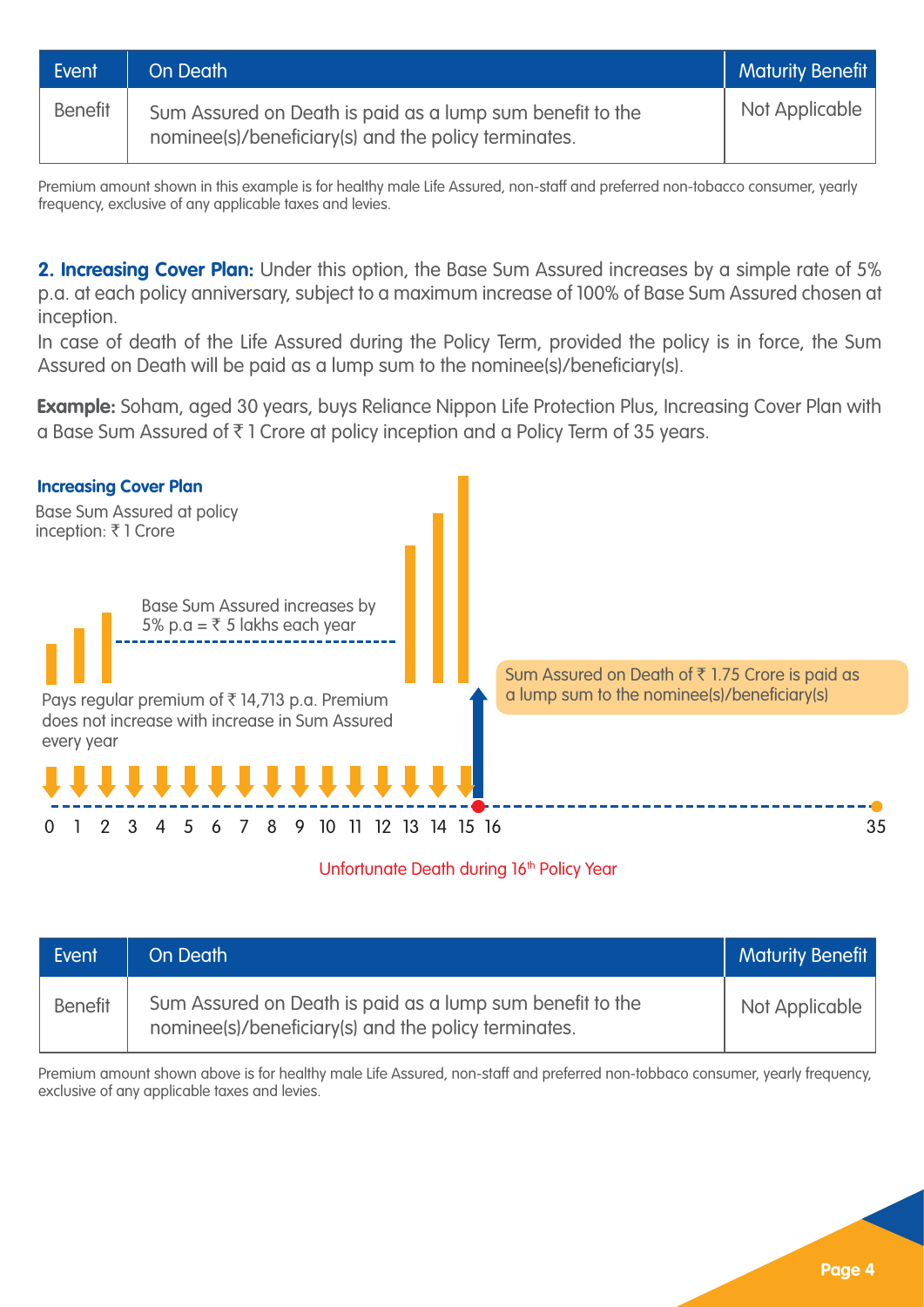| Event | On Death | Maturity Benefit |
|---|---|---|
| Benefit | Sum Assured on Death is paid as a lump sum benefit to the nominee(s)/beneficiary(s) and the policy terminates. | Not Applicable |

Premium amount shown in this example is for healthy male Life Assured, non-staff and preferred non-tobacco consumer, yearly frequency, exclusive of any applicable taxes and levies.

**2. Increasing Cover Plan:** Under this option, the Base Sum Assured increases by a simple rate of 5% p.a. at each policy anniversary, subject to a maximum increase of 100% of Base Sum Assured chosen at inception.

In case of death of the Life Assured during the Policy Term, provided the policy is in force, the Sum Assured on Death will be paid as a lump sum to the nominee(s)/beneficiary(s).

**Example:** Soham, aged 30 years, buys Reliance Nippon Life Protection Plus, Increasing Cover Plan with a Base Sum Assured of ₹ 1 Crore at policy inception and a Policy Term of 35 years.

**Increasing Cover Plan**

Base Sum Assured at policy inception: ₹ 1 Crore

Base Sum Assured increases by 5% p.a = ₹ 5 lakhs each year

Pays regular premium of ₹ 14,713 p.a. Premium does not increase with increase in Sum Assured every year

Sum Assured on Death of ₹ 1.75 Crore is paid as a lump sum to the nominee(s)/beneficiary(s)

0 1 2 3 4 5 6 7 8 9 10 11 12 13 14 15 16 35

Unfortunate Death during 16th Policy Year

| Event | On Death | Maturity Benefit |
|---|---|---|
| Benefit | Sum Assured on Death is paid as a lump sum benefit to the nominee(s)/beneficiary(s) and the policy terminates. | Not Applicable |

Premium amount shown above is for healthy male Life Assured, non-staff and preferred non-tobbaco consumer, yearly frequency, exclusive of any applicable taxes and levies.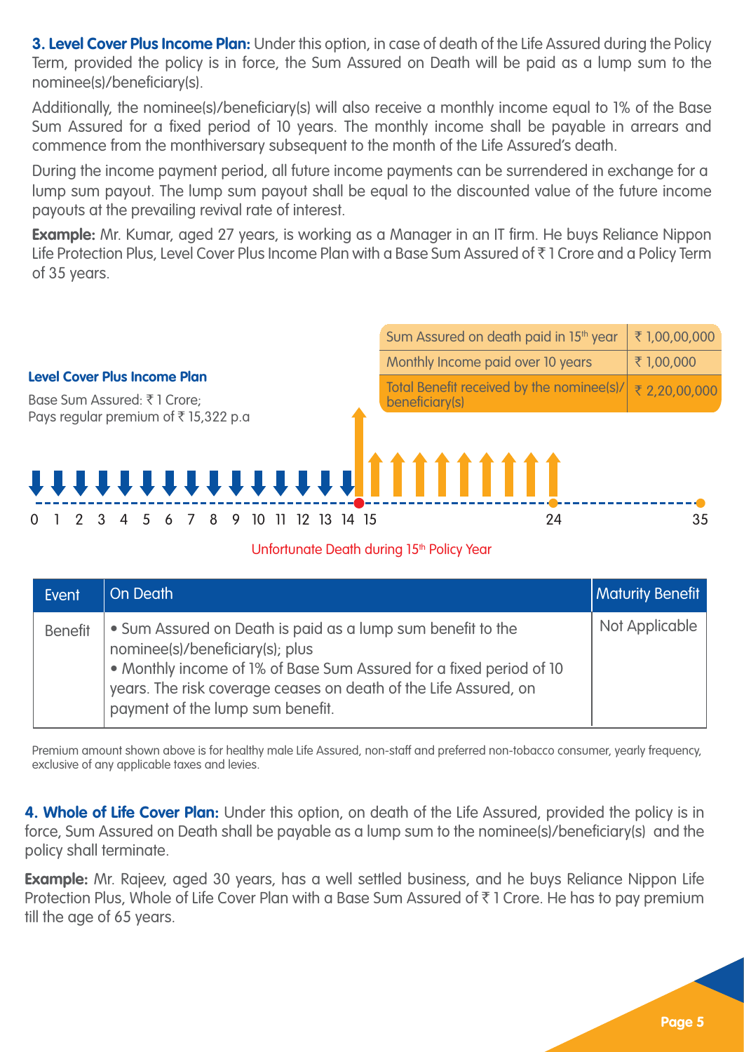**3. Level Cover Plus Income Plan:** Under this option, in case of death of the Life Assured during the Policy Term, provided the policy is in force, the Sum Assured on Death will be paid as a lump sum to the nominee(s)/beneficiary(s).

Additionally, the nominee(s)/beneficiary(s) will also receive a monthly income equal to 1% of the Base Sum Assured for a fixed period of 10 years. The monthly income shall be payable in arrears and commence from the monthiversary subsequent to the month of the Life Assured's death.

During the income payment period, all future income payments can be surrendered in exchange for a lump sum payout. The lump sum payout shall be equal to the discounted value of the future income payouts at the prevailing revival rate of interest.

**Example:** Mr. Kumar, aged 27 years, is working as a Manager in an IT firm. He buys Reliance Nippon Life Protection Plus, Level Cover Plus Income Plan with a Base Sum Assured of ₹ 1 Crore and a Policy Term of 35 years.

**Level Cover Plus Income Plan**

Base Sum Assured: ₹ 1 Crore;
Pays regular premium of ₹ 15,322 p.a

| | |
|---|---|
| Sum Assured on death paid in 15th year | ₹ 1,00,00,000 |
| Monthly Income paid over 10 years | ₹ 1,00,000 |
| Total Benefit received by the nominee(s)/ beneficiary(s) | ₹ 2,20,00,000 |

0 1 2 3 4 5 6 7 8 9 10 11 12 13 14 15 ... 24 ... 35

Unfortunate Death during 15th Policy Year

| Event | On Death | Maturity Benefit |
|---|---|---|
| Benefit | • Sum Assured on Death is paid as a lump sum benefit to the nominee(s)/beneficiary(s); plus<br>• Monthly income of 1% of Base Sum Assured for a fixed period of 10 years. The risk coverage ceases on death of the Life Assured, on payment of the lump sum benefit. | Not Applicable |

Premium amount shown above is for healthy male Life Assured, non-staff and preferred non-tobacco consumer, yearly frequency, exclusive of any applicable taxes and levies.

**4. Whole of Life Cover Plan:** Under this option, on death of the Life Assured, provided the policy is in force, Sum Assured on Death shall be payable as a lump sum to the nominee(s)/beneficiary(s) and the policy shall terminate.

**Example:** Mr. Rajeev, aged 30 years, has a well settled business, and he buys Reliance Nippon Life Protection Plus, Whole of Life Cover Plan with a Base Sum Assured of ₹ 1 Crore. He has to pay premium till the age of 65 years.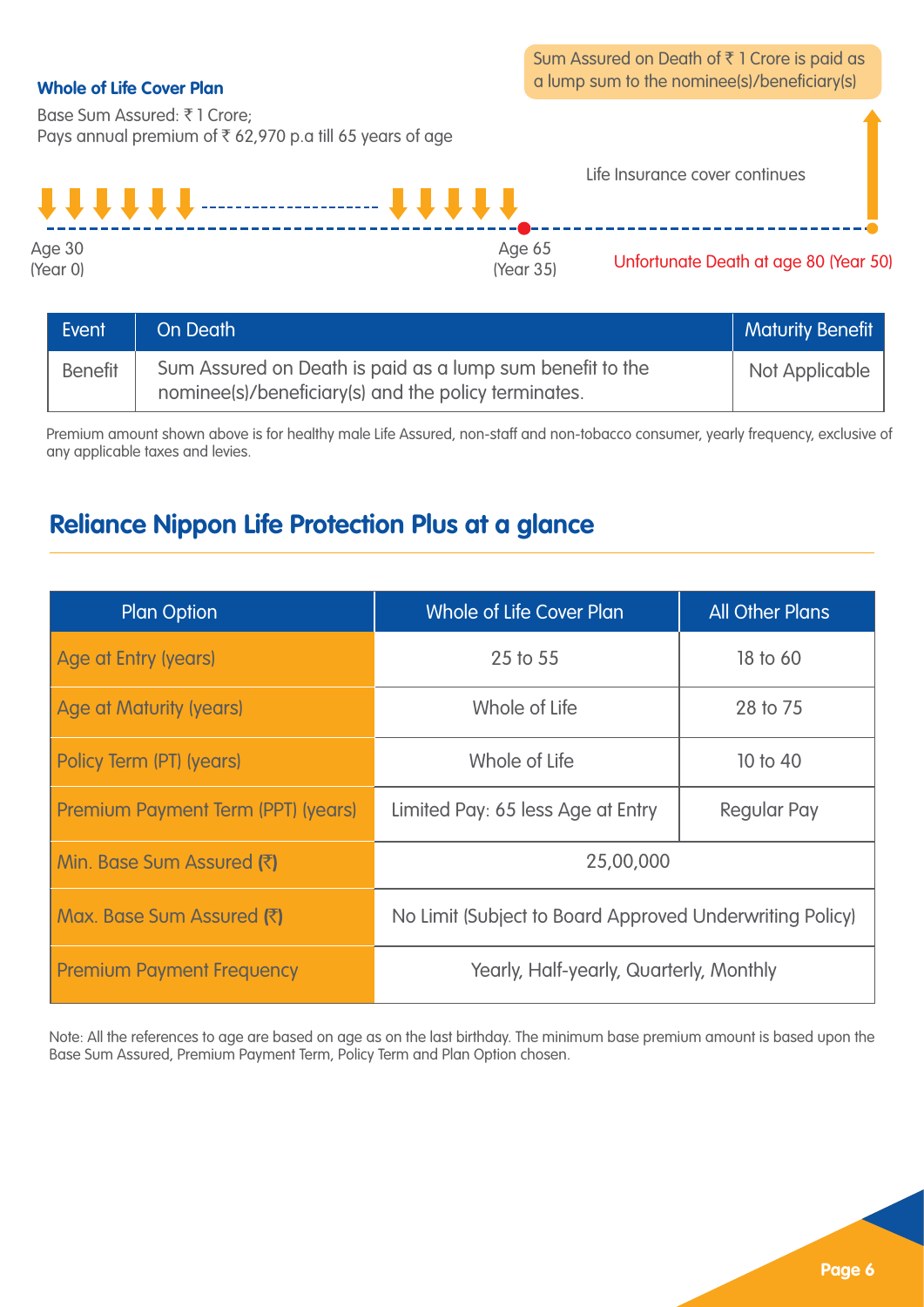### Whole of Life Cover Plan

Base Sum Assured: ₹ 1 Crore;
Pays annual premium of ₹ 62,970 p.a till 65 years of age

Sum Assured on Death of ₹ 1 Crore is paid as a lump sum to the nominee(s)/beneficiary(s)

Life Insurance cover continues

Age 30 (Year 0)

Age 65 (Year 35)

Unfortunate Death at age 80 (Year 50)

| Event | On Death | Maturity Benefit |
|---|---|---|
| Benefit | Sum Assured on Death is paid as a lump sum benefit to the nominee(s)/beneficiary(s) and the policy terminates. | Not Applicable |

Premium amount shown above is for healthy male Life Assured, non-staff and non-tobacco consumer, yearly frequency, exclusive of any applicable taxes and levies.

## Reliance Nippon Life Protection Plus at a glance

| Plan Option | Whole of Life Cover Plan | All Other Plans |
|---|---|---|
| Age at Entry (years) | 25 to 55 | 18 to 60 |
| Age at Maturity (years) | Whole of Life | 28 to 75 |
| Policy Term (PT) (years) | Whole of Life | 10 to 40 |
| Premium Payment Term (PPT) (years) | Limited Pay: 65 less Age at Entry | Regular Pay |
| Min. Base Sum Assured (₹) | 25,00,000 | |
| Max. Base Sum Assured (₹) | No Limit (Subject to Board Approved Underwriting Policy) | |
| Premium Payment Frequency | Yearly, Half-yearly, Quarterly, Monthly | |

Note: All the references to age are based on age as on the last birthday. The minimum base premium amount is based upon the Base Sum Assured, Premium Payment Term, Policy Term and Plan Option chosen.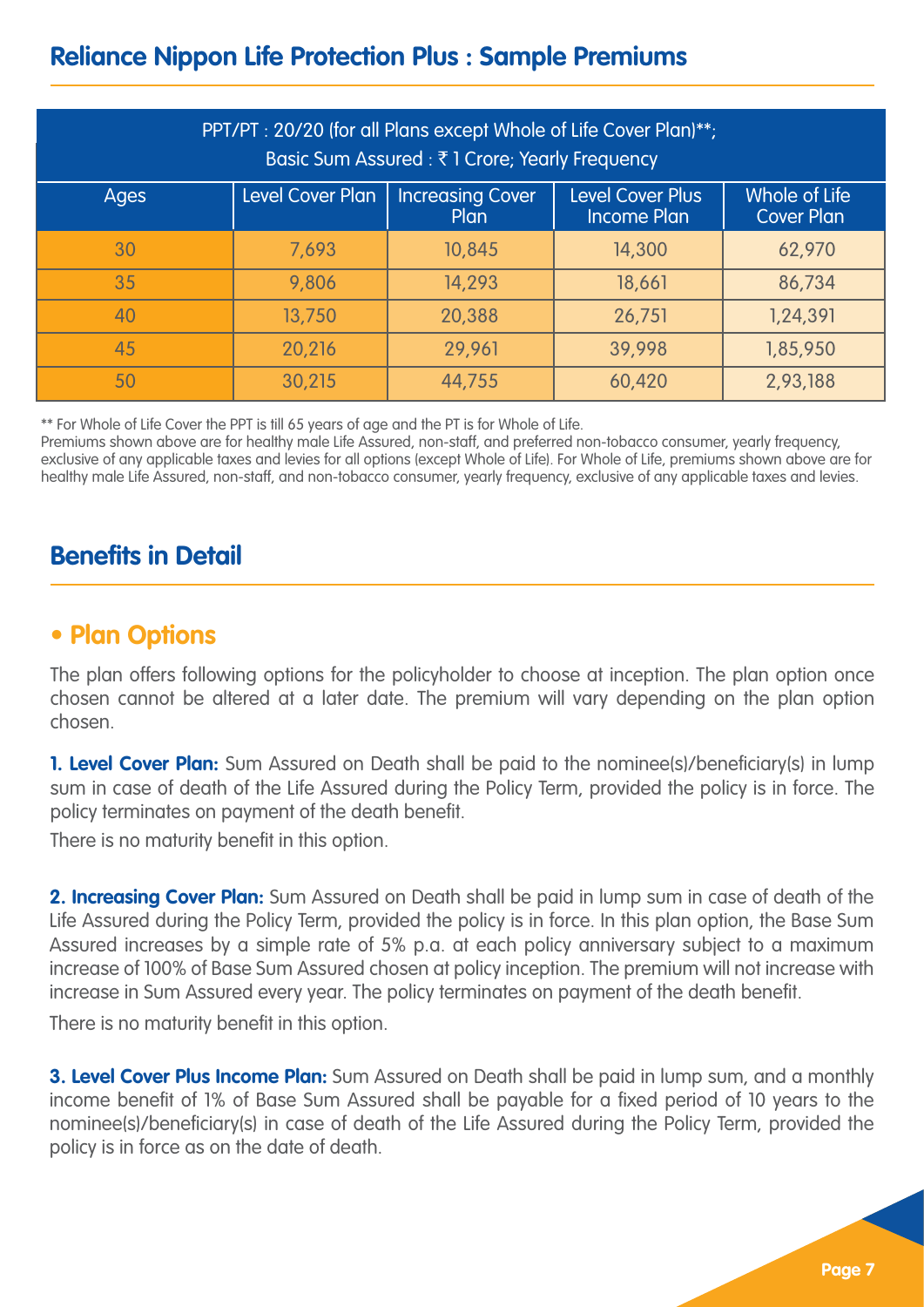## Reliance Nippon Life Protection Plus : Sample Premiums

| PPT/PT : 20/20 (for all Plans except Whole of Life Cover Plan)**; Basic Sum Assured : ₹ 1 Crore; Yearly Frequency | | | | |
|---|---|---|---|---|
| Ages | Level Cover Plan | Increasing Cover Plan | Level Cover Plus Income Plan | Whole of Life Cover Plan |
| 30 | 7,693 | 10,845 | 14,300 | 62,970 |
| 35 | 9,806 | 14,293 | 18,661 | 86,734 |
| 40 | 13,750 | 20,388 | 26,751 | 1,24,391 |
| 45 | 20,216 | 29,961 | 39,998 | 1,85,950 |
| 50 | 30,215 | 44,755 | 60,420 | 2,93,188 |

** For Whole of Life Cover the PPT is till 65 years of age and the PT is for Whole of Life.
Premiums shown above are for healthy male Life Assured, non-staff, and preferred non-tobacco consumer, yearly frequency, exclusive of any applicable taxes and levies for all options (except Whole of Life). For Whole of Life, premiums shown above are for healthy male Life Assured, non-staff, and non-tobacco consumer, yearly frequency, exclusive of any applicable taxes and levies.

## Benefits in Detail

### • Plan Options

The plan offers following options for the policyholder to choose at inception. The plan option once chosen cannot be altered at a later date. The premium will vary depending on the plan option chosen.

**1. Level Cover Plan:** Sum Assured on Death shall be paid to the nominee(s)/beneficiary(s) in lump sum in case of death of the Life Assured during the Policy Term, provided the policy is in force. The policy terminates on payment of the death benefit.

There is no maturity benefit in this option.

**2. Increasing Cover Plan:** Sum Assured on Death shall be paid in lump sum in case of death of the Life Assured during the Policy Term, provided the policy is in force. In this plan option, the Base Sum Assured increases by a simple rate of 5% p.a. at each policy anniversary subject to a maximum increase of 100% of Base Sum Assured chosen at policy inception. The premium will not increase with increase in Sum Assured every year. The policy terminates on payment of the death benefit.

There is no maturity benefit in this option.

**3. Level Cover Plus Income Plan:** Sum Assured on Death shall be paid in lump sum, and a monthly income benefit of 1% of Base Sum Assured shall be payable for a fixed period of 10 years to the nominee(s)/beneficiary(s) in case of death of the Life Assured during the Policy Term, provided the policy is in force as on the date of death.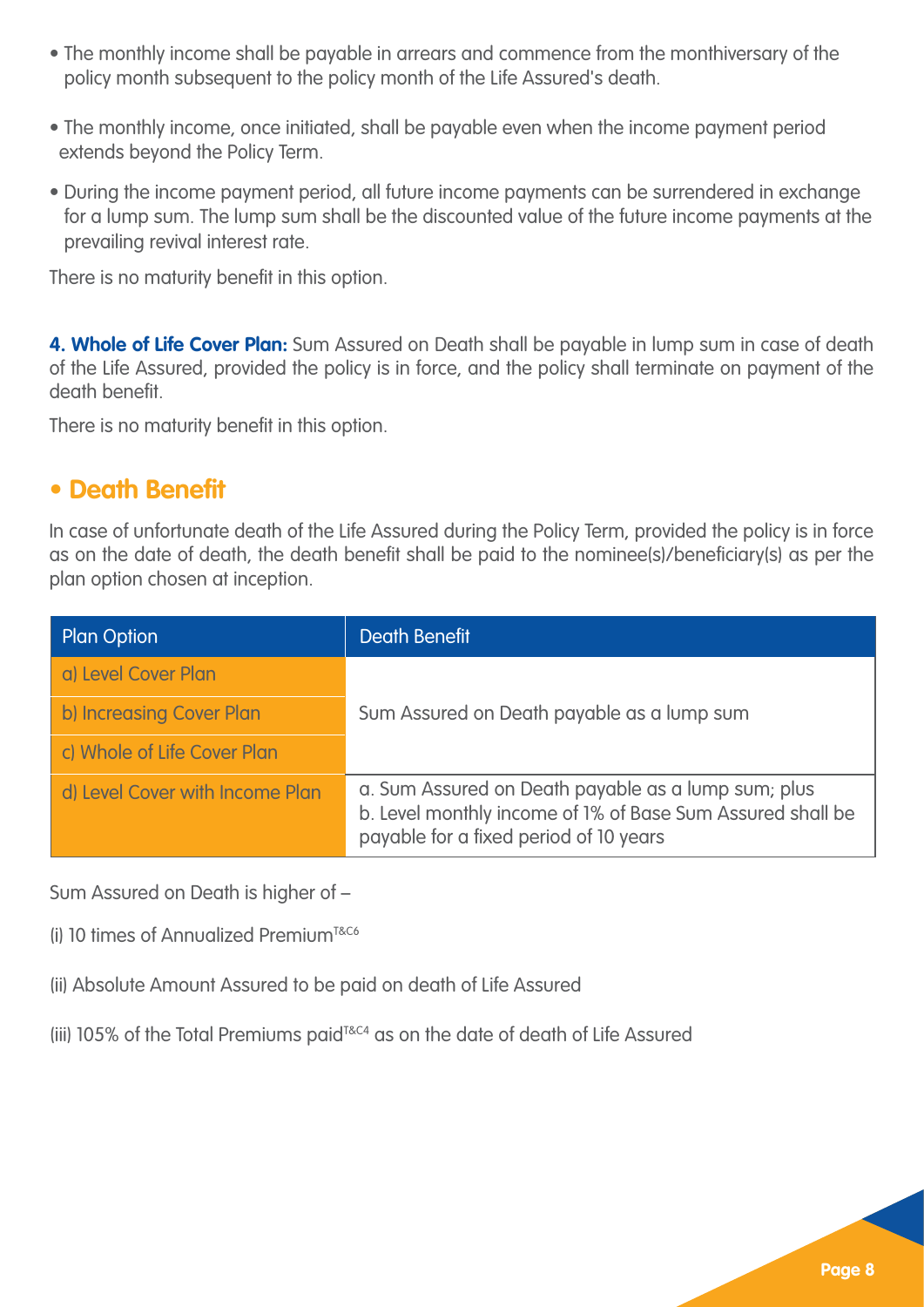- The monthly income shall be payable in arrears and commence from the monthiversary of the policy month subsequent to the policy month of the Life Assured's death.
- The monthly income, once initiated, shall be payable even when the income payment period extends beyond the Policy Term.
- During the income payment period, all future income payments can be surrendered in exchange for a lump sum. The lump sum shall be the discounted value of the future income payments at the prevailing revival interest rate.

There is no maturity benefit in this option.

**4. Whole of Life Cover Plan:** Sum Assured on Death shall be payable in lump sum in case of death of the Life Assured, provided the policy is in force, and the policy shall terminate on payment of the death benefit.

There is no maturity benefit in this option.

## • Death Benefit

In case of unfortunate death of the Life Assured during the Policy Term, provided the policy is in force as on the date of death, the death benefit shall be paid to the nominee(s)/beneficiary(s) as per the plan option chosen at inception.

| Plan Option | Death Benefit |
|---|---|
| a) Level Cover Plan | Sum Assured on Death payable as a lump sum |
| b) Increasing Cover Plan | Sum Assured on Death payable as a lump sum |
| c) Whole of Life Cover Plan | Sum Assured on Death payable as a lump sum |
| d) Level Cover with Income Plan | a. Sum Assured on Death payable as a lump sum; plus<br>b. Level monthly income of 1% of Base Sum Assured shall be payable for a fixed period of 10 years |

Sum Assured on Death is higher of –

(i) 10 times of Annualized Premium[T&C6]

(ii) Absolute Amount Assured to be paid on death of Life Assured

(iii) 105% of the Total Premiums paid[T&C4] as on the date of death of Life Assured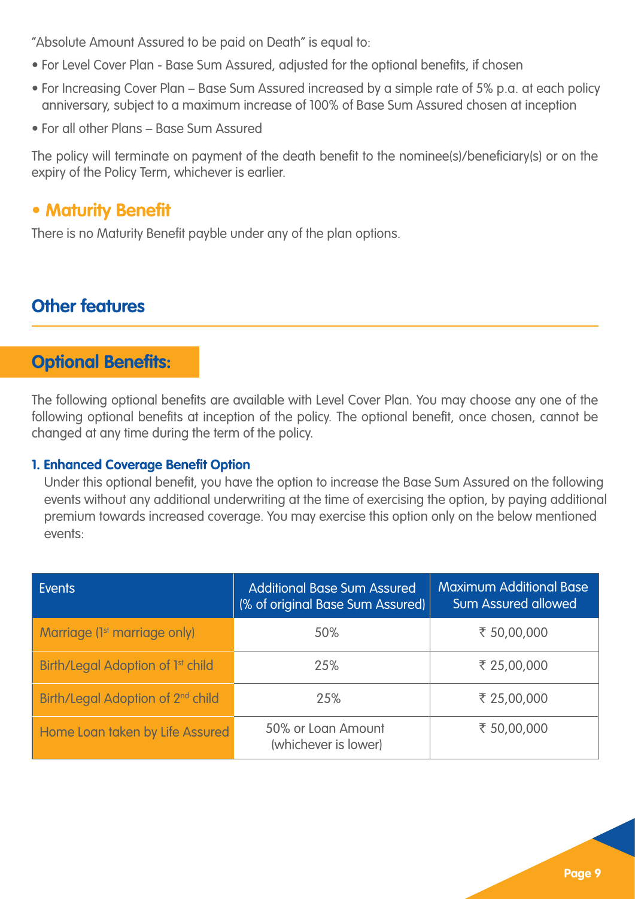"Absolute Amount Assured to be paid on Death" is equal to:

- For Level Cover Plan - Base Sum Assured, adjusted for the optional benefits, if chosen
- For Increasing Cover Plan – Base Sum Assured increased by a simple rate of 5% p.a. at each policy anniversary, subject to a maximum increase of 100% of Base Sum Assured chosen at inception
- For all other Plans – Base Sum Assured

The policy will terminate on payment of the death benefit to the nominee(s)/beneficiary(s) or on the expiry of the Policy Term, whichever is earlier.

## • Maturity Benefit

There is no Maturity Benefit payble under any of the plan options.

## Other features

## Optional Benefits:

The following optional benefits are available with Level Cover Plan. You may choose any one of the following optional benefits at inception of the policy. The optional benefit, once chosen, cannot be changed at any time during the term of the policy.

**1. Enhanced Coverage Benefit Option**

Under this optional benefit, you have the option to increase the Base Sum Assured on the following events without any additional underwriting at the time of exercising the option, by paying additional premium towards increased coverage. You may exercise this option only on the below mentioned events:

| Events | Additional Base Sum Assured (% of original Base Sum Assured) | Maximum Additional Base Sum Assured allowed |
|---|---|---|
| Marriage (1st marriage only) | 50% | ₹ 50,00,000 |
| Birth/Legal Adoption of 1st child | 25% | ₹ 25,00,000 |
| Birth/Legal Adoption of 2nd child | 25% | ₹ 25,00,000 |
| Home Loan taken by Life Assured | 50% or Loan Amount (whichever is lower) | ₹ 50,00,000 |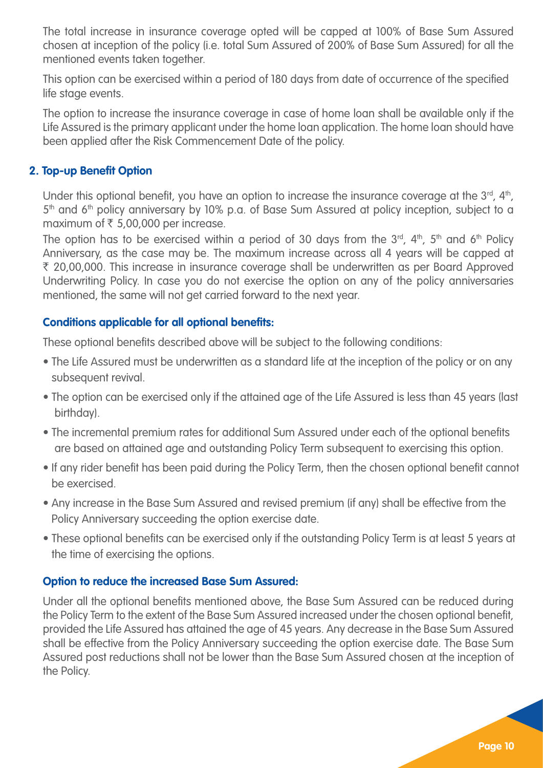The total increase in insurance coverage opted will be capped at 100% of Base Sum Assured chosen at inception of the policy (i.e. total Sum Assured of 200% of Base Sum Assured) for all the mentioned events taken together.

This option can be exercised within a period of 180 days from date of occurrence of the specified life stage events.

The option to increase the insurance coverage in case of home loan shall be available only if the Life Assured is the primary applicant under the home loan application. The home loan should have been applied after the Risk Commencement Date of the policy.

### 2. Top-up Benefit Option

Under this optional benefit, you have an option to increase the insurance coverage at the 3rd, 4th, 5th and 6th policy anniversary by 10% p.a. of Base Sum Assured at policy inception, subject to a maximum of ₹ 5,00,000 per increase.

The option has to be exercised within a period of 30 days from the 3rd, 4th, 5th and 6th Policy Anniversary, as the case may be. The maximum increase across all 4 years will be capped at ₹ 20,00,000. This increase in insurance coverage shall be underwritten as per Board Approved Underwriting Policy. In case you do not exercise the option on any of the policy anniversaries mentioned, the same will not get carried forward to the next year.

#### Conditions applicable for all optional benefits:

These optional benefits described above will be subject to the following conditions:

- The Life Assured must be underwritten as a standard life at the inception of the policy or on any subsequent revival.
- The option can be exercised only if the attained age of the Life Assured is less than 45 years (last birthday).
- The incremental premium rates for additional Sum Assured under each of the optional benefits are based on attained age and outstanding Policy Term subsequent to exercising this option.
- If any rider benefit has been paid during the Policy Term, then the chosen optional benefit cannot be exercised.
- Any increase in the Base Sum Assured and revised premium (if any) shall be effective from the Policy Anniversary succeeding the option exercise date.
- These optional benefits can be exercised only if the outstanding Policy Term is at least 5 years at the time of exercising the options.

#### Option to reduce the increased Base Sum Assured:

Under all the optional benefits mentioned above, the Base Sum Assured can be reduced during the Policy Term to the extent of the Base Sum Assured increased under the chosen optional benefit, provided the Life Assured has attained the age of 45 years. Any decrease in the Base Sum Assured shall be effective from the Policy Anniversary succeeding the option exercise date. The Base Sum Assured post reductions shall not be lower than the Base Sum Assured chosen at the inception of the Policy.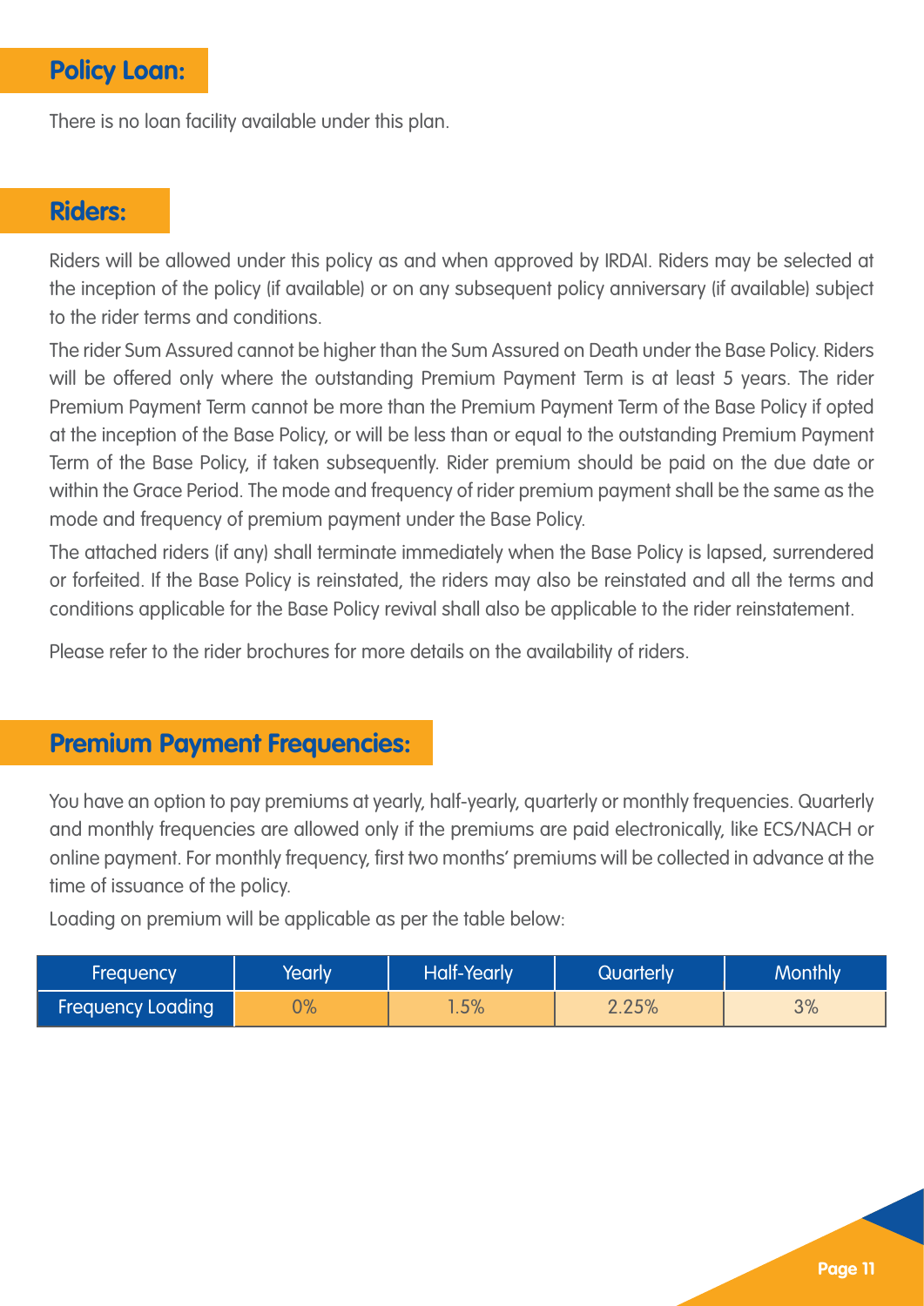## Policy Loan:

There is no loan facility available under this plan.

## Riders:

Riders will be allowed under this policy as and when approved by IRDAI. Riders may be selected at the inception of the policy (if available) or on any subsequent policy anniversary (if available) subject to the rider terms and conditions.

The rider Sum Assured cannot be higher than the Sum Assured on Death under the Base Policy. Riders will be offered only where the outstanding Premium Payment Term is at least 5 years. The rider Premium Payment Term cannot be more than the Premium Payment Term of the Base Policy if opted at the inception of the Base Policy, or will be less than or equal to the outstanding Premium Payment Term of the Base Policy, if taken subsequently. Rider premium should be paid on the due date or within the Grace Period. The mode and frequency of rider premium payment shall be the same as the mode and frequency of premium payment under the Base Policy.

The attached riders (if any) shall terminate immediately when the Base Policy is lapsed, surrendered or forfeited. If the Base Policy is reinstated, the riders may also be reinstated and all the terms and conditions applicable for the Base Policy revival shall also be applicable to the rider reinstatement.

Please refer to the rider brochures for more details on the availability of riders.

## Premium Payment Frequencies:

You have an option to pay premiums at yearly, half-yearly, quarterly or monthly frequencies. Quarterly and monthly frequencies are allowed only if the premiums are paid electronically, like ECS/NACH or online payment. For monthly frequency, first two months' premiums will be collected in advance at the time of issuance of the policy.

Loading on premium will be applicable as per the table below:

| Frequency | Yearly | Half-Yearly | Quarterly | Monthly |
|---|---|---|---|---|
| Frequency Loading | 0% | 1.5% | 2.25% | 3% |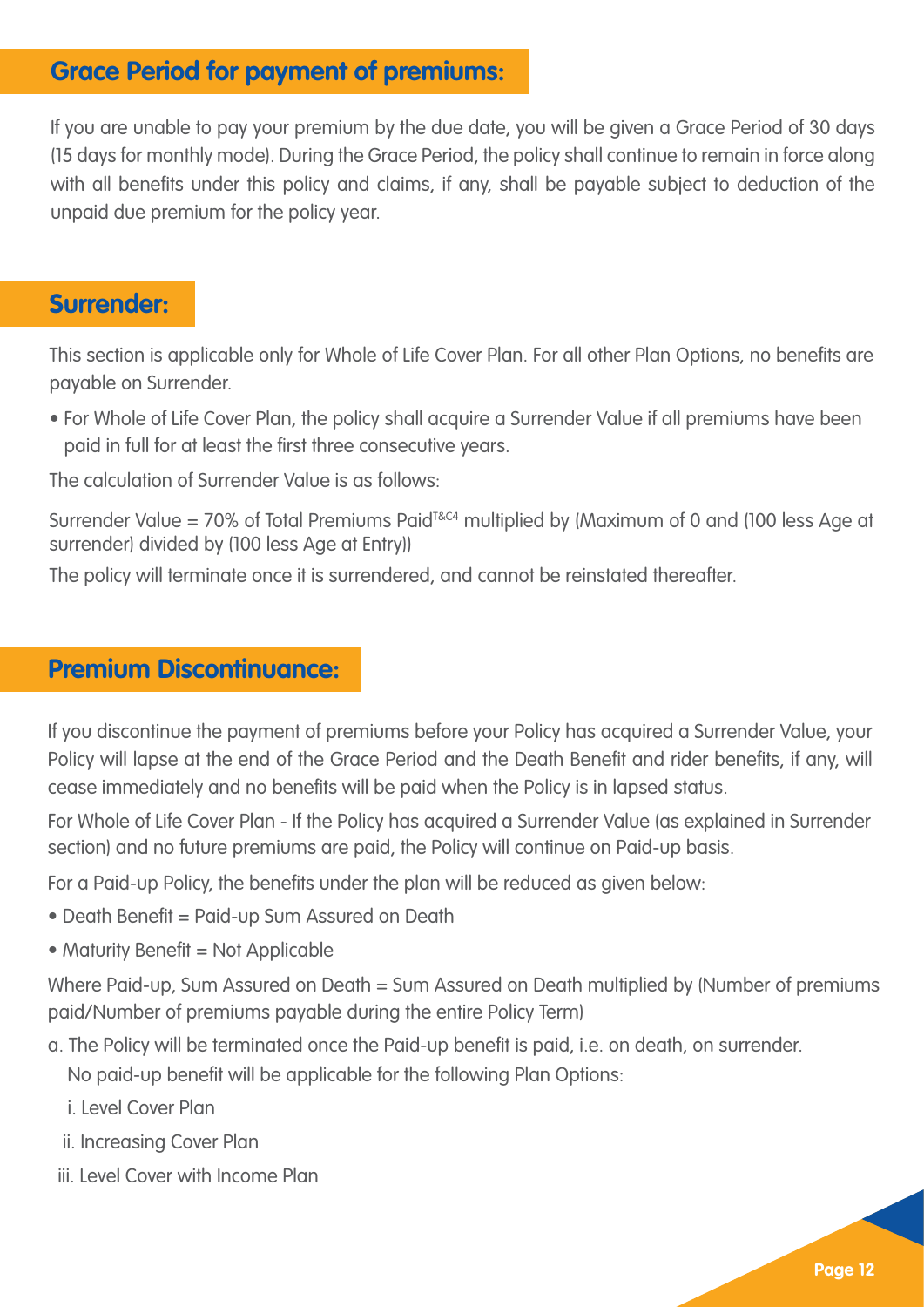## Grace Period for payment of premiums:

If you are unable to pay your premium by the due date, you will be given a Grace Period of 30 days (15 days for monthly mode). During the Grace Period, the policy shall continue to remain in force along with all benefits under this policy and claims, if any, shall be payable subject to deduction of the unpaid due premium for the policy year.

## Surrender:

This section is applicable only for Whole of Life Cover Plan. For all other Plan Options, no benefits are payable on Surrender.

- For Whole of Life Cover Plan, the policy shall acquire a Surrender Value if all premiums have been paid in full for at least the first three consecutive years.

The calculation of Surrender Value is as follows:

Surrender Value = 70% of Total Premiums Paid[T&C4] multiplied by (Maximum of 0 and (100 less Age at surrender) divided by (100 less Age at Entry))

The policy will terminate once it is surrendered, and cannot be reinstated thereafter.

## Premium Discontinuance:

If you discontinue the payment of premiums before your Policy has acquired a Surrender Value, your Policy will lapse at the end of the Grace Period and the Death Benefit and rider benefits, if any, will cease immediately and no benefits will be paid when the Policy is in lapsed status.

For Whole of Life Cover Plan - If the Policy has acquired a Surrender Value (as explained in Surrender section) and no future premiums are paid, the Policy will continue on Paid-up basis.

For a Paid-up Policy, the benefits under the plan will be reduced as given below:

- Death Benefit = Paid-up Sum Assured on Death
- Maturity Benefit = Not Applicable

Where Paid-up, Sum Assured on Death = Sum Assured on Death multiplied by (Number of premiums paid/Number of premiums payable during the entire Policy Term)

a. The Policy will be terminated once the Paid-up benefit is paid, i.e. on death, on surrender.
   No paid-up benefit will be applicable for the following Plan Options:
   i. Level Cover Plan
   ii. Increasing Cover Plan
   iii. Level Cover with Income Plan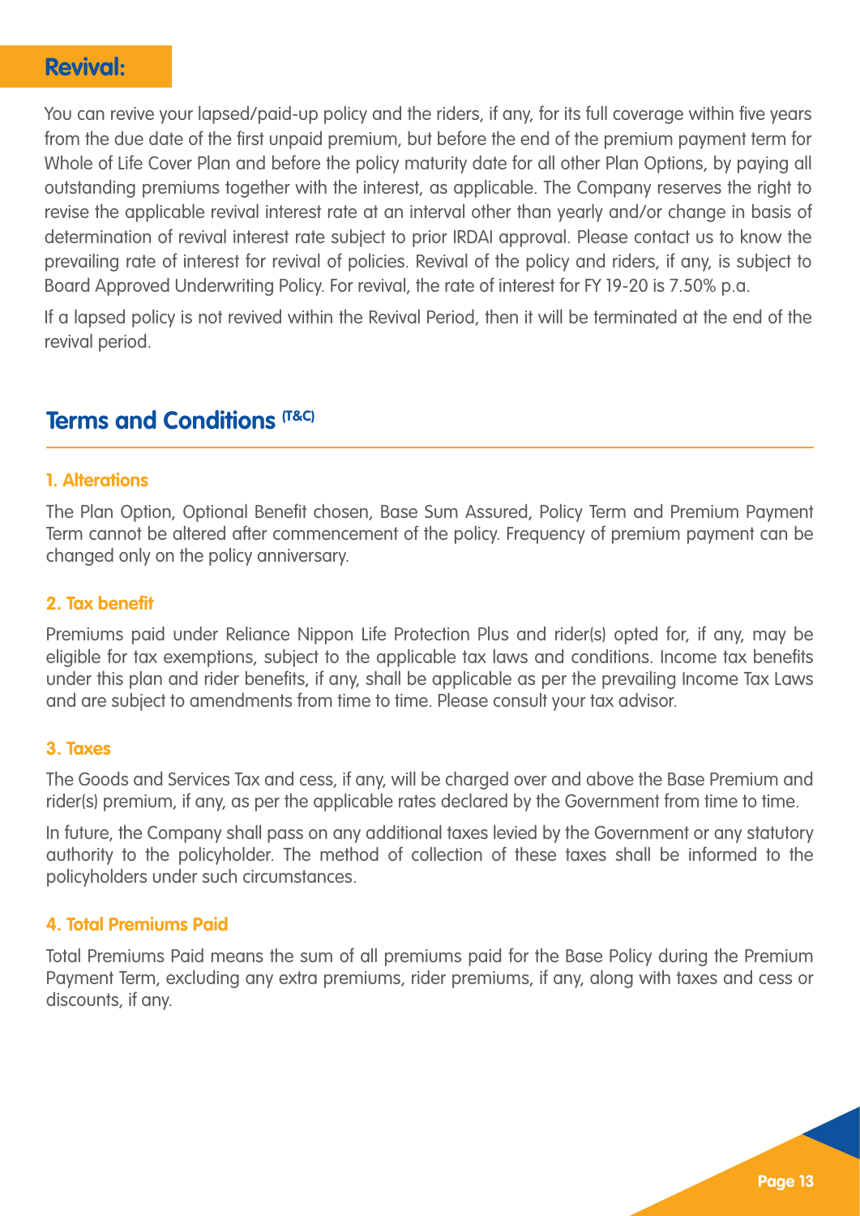## Revival:

You can revive your lapsed/paid-up policy and the riders, if any, for its full coverage within five years from the due date of the first unpaid premium, but before the end of the premium payment term for Whole of Life Cover Plan and before the policy maturity date for all other Plan Options, by paying all outstanding premiums together with the interest, as applicable. The Company reserves the right to revise the applicable revival interest rate at an interval other than yearly and/or change in basis of determination of revival interest rate subject to prior IRDAI approval. Please contact us to know the prevailing rate of interest for revival of policies. Revival of the policy and riders, if any, is subject to Board Approved Underwriting Policy. For revival, the rate of interest for FY 19-20 is 7.50% p.a.

If a lapsed policy is not revived within the Revival Period, then it will be terminated at the end of the revival period.

## Terms and Conditions (T&C)

### 1. Alterations

The Plan Option, Optional Benefit chosen, Base Sum Assured, Policy Term and Premium Payment Term cannot be altered after commencement of the policy. Frequency of premium payment can be changed only on the policy anniversary.

### 2. Tax benefit

Premiums paid under Reliance Nippon Life Protection Plus and rider(s) opted for, if any, may be eligible for tax exemptions, subject to the applicable tax laws and conditions. Income tax benefits under this plan and rider benefits, if any, shall be applicable as per the prevailing Income Tax Laws and are subject to amendments from time to time. Please consult your tax advisor.

### 3. Taxes

The Goods and Services Tax and cess, if any, will be charged over and above the Base Premium and rider(s) premium, if any, as per the applicable rates declared by the Government from time to time.

In future, the Company shall pass on any additional taxes levied by the Government or any statutory authority to the policyholder. The method of collection of these taxes shall be informed to the policyholders under such circumstances.

### 4. Total Premiums Paid

Total Premiums Paid means the sum of all premiums paid for the Base Policy during the Premium Payment Term, excluding any extra premiums, rider premiums, if any, along with taxes and cess or discounts, if any.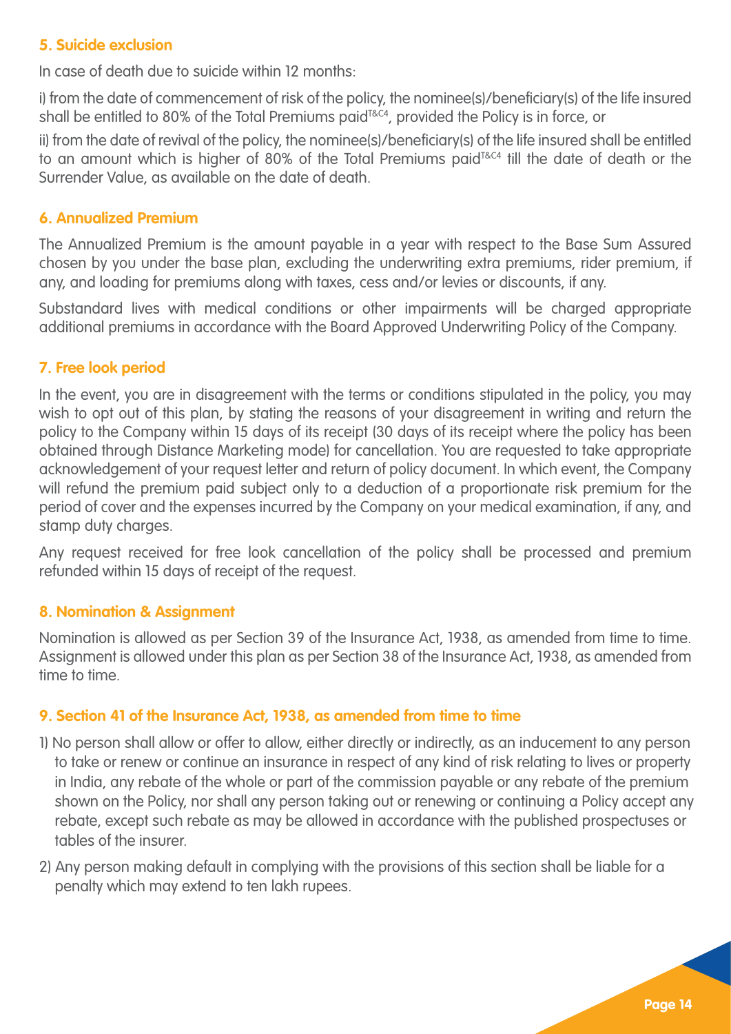### 5. Suicide exclusion

In case of death due to suicide within 12 months:

i) from the date of commencement of risk of the policy, the nominee(s)/beneficiary(s) of the life insured shall be entitled to 80% of the Total Premiums paid[T&C4], provided the Policy is in force, or

ii) from the date of revival of the policy, the nominee(s)/beneficiary(s) of the life insured shall be entitled to an amount which is higher of 80% of the Total Premiums paid[T&C4] till the date of death or the Surrender Value, as available on the date of death.

### 6. Annualized Premium

The Annualized Premium is the amount payable in a year with respect to the Base Sum Assured chosen by you under the base plan, excluding the underwriting extra premiums, rider premium, if any, and loading for premiums along with taxes, cess and/or levies or discounts, if any.

Substandard lives with medical conditions or other impairments will be charged appropriate additional premiums in accordance with the Board Approved Underwriting Policy of the Company.

### 7. Free look period

In the event, you are in disagreement with the terms or conditions stipulated in the policy, you may wish to opt out of this plan, by stating the reasons of your disagreement in writing and return the policy to the Company within 15 days of its receipt (30 days of its receipt where the policy has been obtained through Distance Marketing mode) for cancellation. You are requested to take appropriate acknowledgement of your request letter and return of policy document. In which event, the Company will refund the premium paid subject only to a deduction of a proportionate risk premium for the period of cover and the expenses incurred by the Company on your medical examination, if any, and stamp duty charges.

Any request received for free look cancellation of the policy shall be processed and premium refunded within 15 days of receipt of the request.

### 8. Nomination & Assignment

Nomination is allowed as per Section 39 of the Insurance Act, 1938, as amended from time to time. Assignment is allowed under this plan as per Section 38 of the Insurance Act, 1938, as amended from time to time.

### 9. Section 41 of the Insurance Act, 1938, as amended from time to time

1) No person shall allow or offer to allow, either directly or indirectly, as an inducement to any person to take or renew or continue an insurance in respect of any kind of risk relating to lives or property in India, any rebate of the whole or part of the commission payable or any rebate of the premium shown on the Policy, nor shall any person taking out or renewing or continuing a Policy accept any rebate, except such rebate as may be allowed in accordance with the published prospectuses or tables of the insurer.

2) Any person making default in complying with the provisions of this section shall be liable for a penalty which may extend to ten lakh rupees.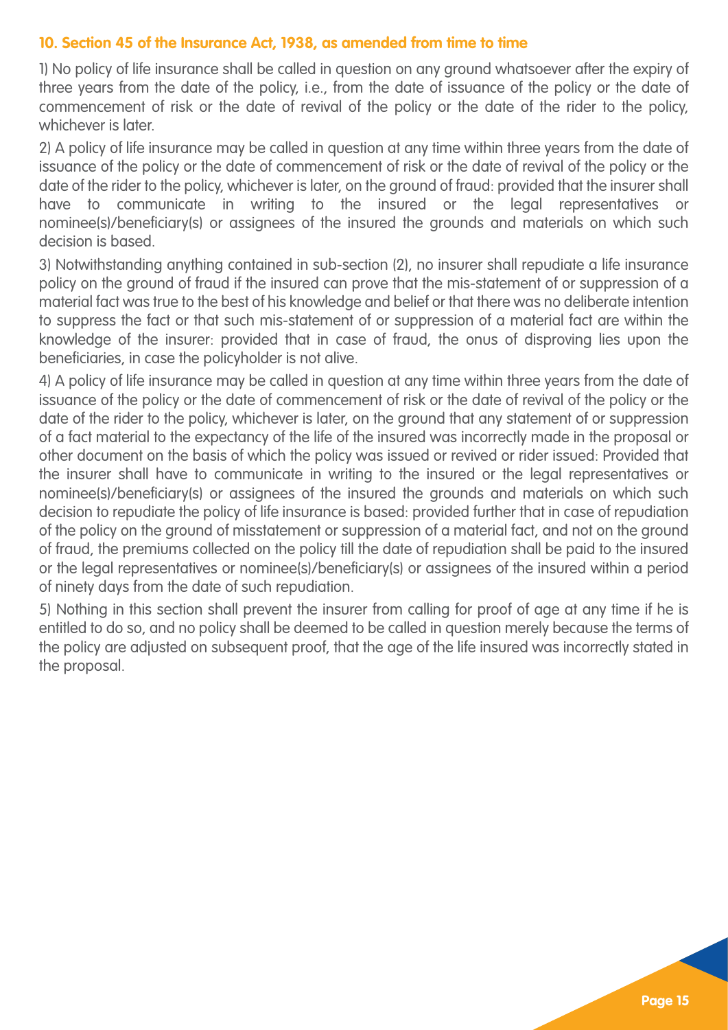### 10. Section 45 of the Insurance Act, 1938, as amended from time to time

1) No policy of life insurance shall be called in question on any ground whatsoever after the expiry of three years from the date of the policy, i.e., from the date of issuance of the policy or the date of commencement of risk or the date of revival of the policy or the date of the rider to the policy, whichever is later.

2) A policy of life insurance may be called in question at any time within three years from the date of issuance of the policy or the date of commencement of risk or the date of revival of the policy or the date of the rider to the policy, whichever is later, on the ground of fraud: provided that the insurer shall have to communicate in writing to the insured or the legal representatives or nominee(s)/beneficiary(s) or assignees of the insured the grounds and materials on which such decision is based.

3) Notwithstanding anything contained in sub-section (2), no insurer shall repudiate a life insurance policy on the ground of fraud if the insured can prove that the mis-statement of or suppression of a material fact was true to the best of his knowledge and belief or that there was no deliberate intention to suppress the fact or that such mis-statement of or suppression of a material fact are within the knowledge of the insurer: provided that in case of fraud, the onus of disproving lies upon the beneficiaries, in case the policyholder is not alive.

4) A policy of life insurance may be called in question at any time within three years from the date of issuance of the policy or the date of commencement of risk or the date of revival of the policy or the date of the rider to the policy, whichever is later, on the ground that any statement of or suppression of a fact material to the expectancy of the life of the insured was incorrectly made in the proposal or other document on the basis of which the policy was issued or revived or rider issued: Provided that the insurer shall have to communicate in writing to the insured or the legal representatives or nominee(s)/beneficiary(s) or assignees of the insured the grounds and materials on which such decision to repudiate the policy of life insurance is based: provided further that in case of repudiation of the policy on the ground of misstatement or suppression of a material fact, and not on the ground of fraud, the premiums collected on the policy till the date of repudiation shall be paid to the insured or the legal representatives or nominee(s)/beneficiary(s) or assignees of the insured within a period of ninety days from the date of such repudiation.

5) Nothing in this section shall prevent the insurer from calling for proof of age at any time if he is entitled to do so, and no policy shall be deemed to be called in question merely because the terms of the policy are adjusted on subsequent proof, that the age of the life insured was incorrectly stated in the proposal.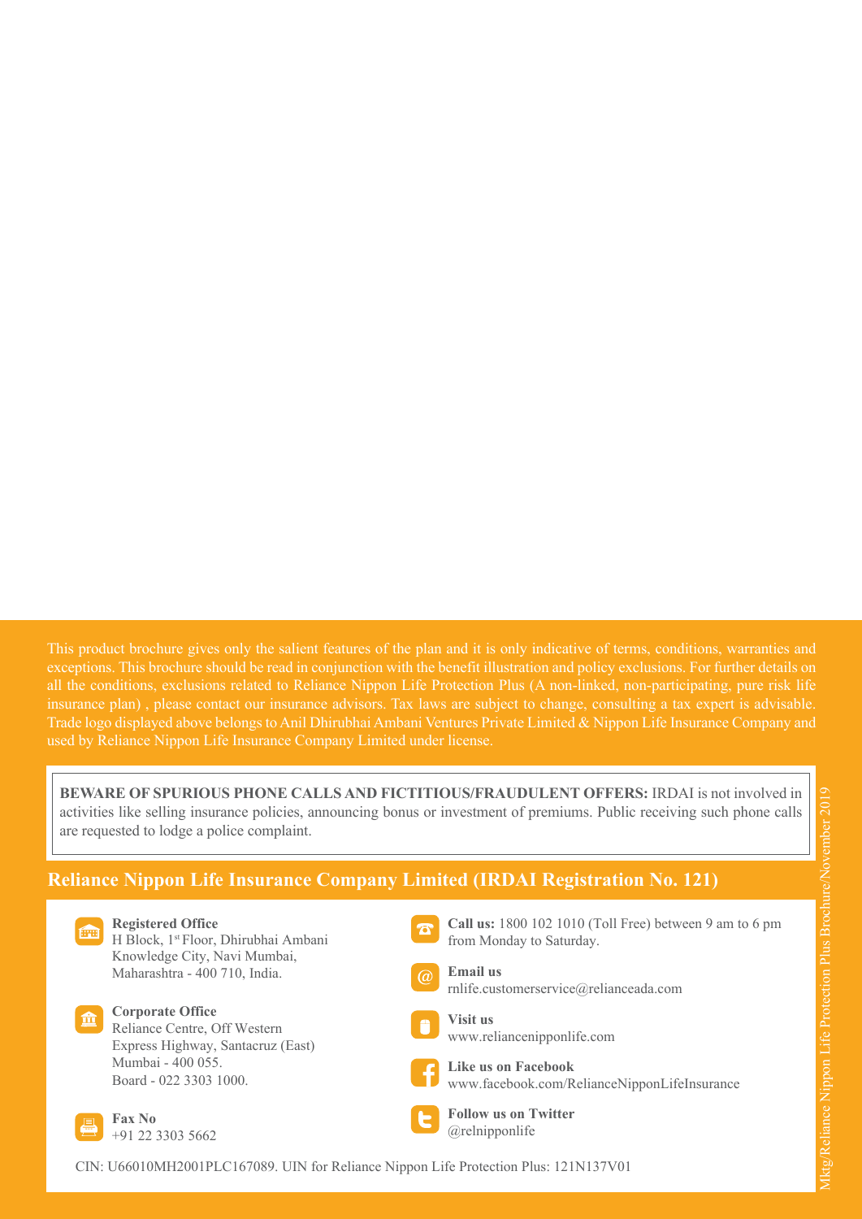This product brochure gives only the salient features of the plan and it is only indicative of terms, conditions, warranties and exceptions. This brochure should be read in conjunction with the benefit illustration and policy exclusions. For further details on all the conditions, exclusions related to Reliance Nippon Life Protection Plus (A non-linked, non-participating, pure risk life insurance plan) , please contact our insurance advisors. Tax laws are subject to change, consulting a tax expert is advisable. Trade logo displayed above belongs to Anil Dhirubhai Ambani Ventures Private Limited & Nippon Life Insurance Company and used by Reliance Nippon Life Insurance Company Limited under license.

**BEWARE OF SPURIOUS PHONE CALLS AND FICTITIOUS/FRAUDULENT OFFERS:** IRDAI is not involved in activities like selling insurance policies, announcing bonus or investment of premiums. Public receiving such phone calls are requested to lodge a police complaint.

## Reliance Nippon Life Insurance Company Limited (IRDAI Registration No. 121)

**Registered Office**
H Block, 1st Floor, Dhirubhai Ambani Knowledge City, Navi Mumbai, Maharashtra - 400 710, India.

**Corporate Office**
Reliance Centre, Off Western Express Highway, Santacruz (East) Mumbai - 400 055.
Board - 022 3303 1000.

**Fax No**
+91 22 3303 5662

**Call us:** 1800 102 1010 (Toll Free) between 9 am to 6 pm from Monday to Saturday.

**Email us**
rnlife.customerservice@relianceada.com

**Visit us**
www.reliancenipponlife.com

**Like us on Facebook**
www.facebook.com/RelianceNipponLifeInsurance

**Follow us on Twitter**
@relnipponlife

CIN: U66010MH2001PLC167089. UIN for Reliance Nippon Life Protection Plus: 121N137V01

Mktg/Reliance Nippon Life Protection Plus Brochure/November 2019